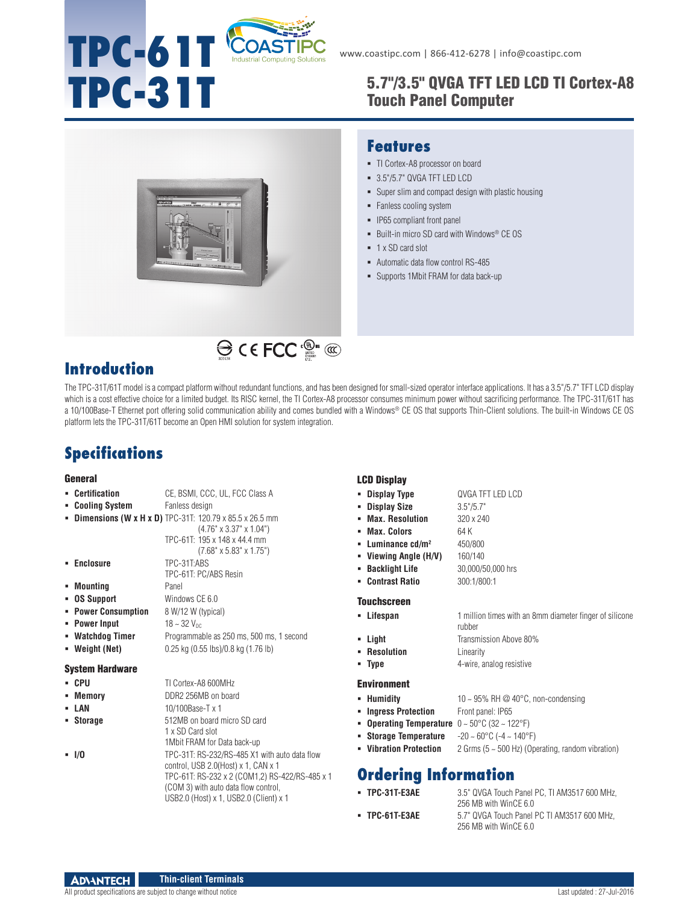# TPC-61T
# TPC-31T

www.coastipc.com | 866-412-6278 | info@coastipc.com

## 5.7"/3.5" QVGA TFT LED LCD TI Cortex-A8 Touch Panel Computer

## Features

- TI Cortex-A8 processor on board
- 3.5"/5.7" QVGA TFT LED LCD
- Super slim and compact design with plastic housing
- Fanless cooling system
- IP65 compliant front panel
- Built-in micro SD card with Windows® CE OS
- 1 x SD card slot
- Automatic data flow control RS-485
- Supports 1Mbit FRAM for data back-up

## Introduction

The TPC-31T/61T model is a compact platform without redundant functions, and has been designed for small-sized operator interface applications. It has a 3.5"/5.7" TFT LCD display which is a cost effective choice for a limited budget. Its RISC kernel, the TI Cortex-A8 processor consumes minimum power without sacrificing performance. The TPC-31T/61T has a 10/100Base-T Ethernet port offering solid communication ability and comes bundled with a Windows® CE OS that supports Thin-Client solutions. The built-in Windows CE OS platform lets the TPC-31T/61T become an Open HMI solution for system integration.

## Specifications

### General

- **Certification**: CE, BSMI, CCC, UL, FCC Class A
- **Cooling System**: Fanless design
- **Dimensions (W x H x D)**: TPC-31T: 120.79 x 85.5 x 26.5 mm (4.76" x 3.37" x 1.04")
  TPC-61T: 195 x 148 x 44.4 mm (7.68" x 5.83" x 1.75")
- **Enclosure**: TPC-31T:ABS
  TPC-61T: PC/ABS Resin
- **Mounting**: Panel
- **OS Support**: Windows CE 6.0
- **Power Consumption**: 8 W/12 W (typical)
- **Power Input**: 18 ~ 32 $V_{DC}$
- **Watchdog Timer**: Programmable as 250 ms, 500 ms, 1 second
- **Weight (Net)**: 0.25 kg (0.55 lbs)/0.8 kg (1.76 lb)

### System Hardware

- **CPU**: TI Cortex-A8 600MHz
- **Memory**: DDR2 256MB on board
- **LAN**: 10/100Base-T x 1
- **Storage**: 512MB on board micro SD card
  1 x SD Card slot
  1Mbit FRAM for Data back-up
- **I/O**: TPC-31T: RS-232/RS-485 X1 with auto data flow control, USB 2.0(Host) x 1, CAN x 1
  TPC-61T: RS-232 x 2 (COM1,2) RS-422/RS-485 x 1 (COM 3) with auto data flow control, USB2.0 (Host) x 1, USB2.0 (Client) x 1

### LCD Display

- **Display Type**: QVGA TFT LED LCD
- **Display Size**: 3.5"/5.7"
- **Max. Resolution**: 320 x 240
- **Max. Colors**: 64 K
- **Luminance cd/m²**: 450/800
- **Viewing Angle (H/V)**: 160/140
- **Backlight Life**: 30,000/50,000 hrs
- **Contrast Ratio**: 300:1/800:1

### Touchscreen

- **Lifespan**: 1 million times with an 8mm diameter finger of silicone rubber
- **Light**: Transmission Above 80%
- **Resolution**: Linearity
- **Type**: 4-wire, analog resistive

### Environment

- **Humidity**: 10 ~ 95% RH @ 40°C, non-condensing
- **Ingress Protection**: Front panel: IP65
- **Operating Temperature**: 0 ~ 50°C (32 ~ 122°F)
- **Storage Temperature**: -20 ~ 60°C (-4 ~ 140°F)
- **Vibration Protection**: 2 Grms (5 ~ 500 Hz) (Operating, random vibration)

## Ordering Information

- **TPC-31T-E3AE**: 3.5" QVGA Touch Panel PC, TI AM3517 600 MHz, 256 MB with WinCE 6.0
- **TPC-61T-E3AE**: 5.7" QVGA Touch Panel PC TI AM3517 600 MHz, 256 MB with WinCE 6.0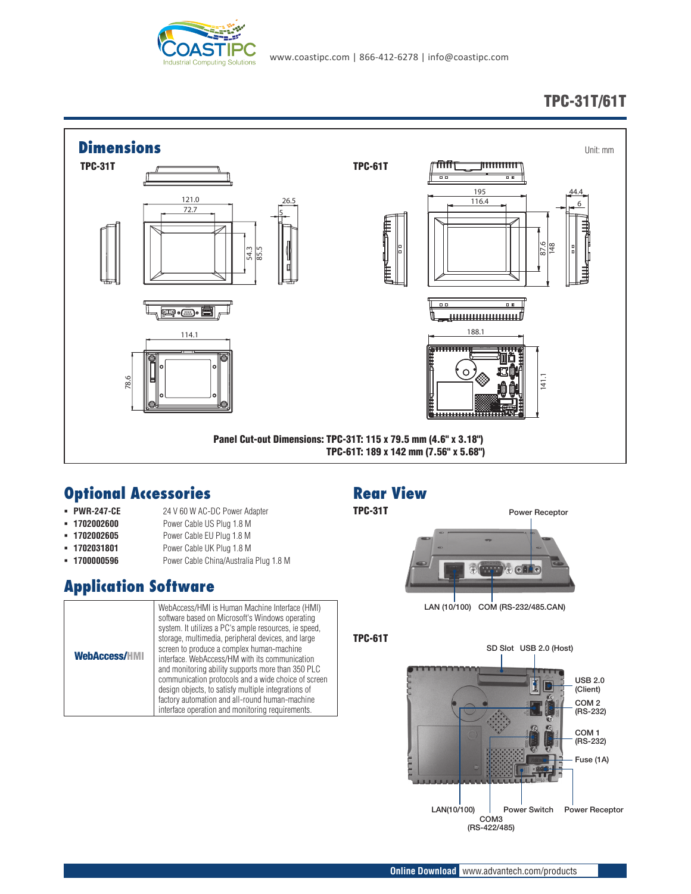# TPC-31T/61T

## Dimensions

Unit: mm

TPC-31T

121.0
72.7
26.5
5
54.3
85.5
114.1
78.6

TPC-61T

195
116.4
44.4
6
87.6
148
188.1
141.1

**Panel Cut-out Dimensions: TPC-31T: 115 x 79.5 mm (4.6" x 3.18")**
**TPC-61T: 189 x 142 mm (7.56" x 5.68")**

## Optional Accessories

- **PWR-247-CE** 24 V 60 W AC-DC Power Adapter
- **1702002600** Power Cable US Plug 1.8 M
- **1702002605** Power Cable EU Plug 1.8 M
- **1702031801** Power Cable UK Plug 1.8 M
- **1700000596** Power Cable China/Australia Plug 1.8 M

## Application Software

| | |
|---|---|
| **WebAccess/HMI** | WebAccess/HMI is Human Machine Interface (HMI) software based on Microsoft's Windows operating system. It utilizes a PC's ample resources, ie speed, storage, multimedia, peripheral devices, and large screen to produce a complex human-machine interface. WebAccess/HM with its communication and monitoring ability supports more than 350 PLC communication protocols and a wide choice of screen design objects, to satisfy multiple integrations of factory automation and all-round human-machine interface operation and monitoring requirements. |

## Rear View

**TPC-31T**

Power Receptor
LAN (10/100)
COM (RS-232/485.CAN)

**TPC-61T**

SD Slot
USB 2.0 (Host)
USB 2.0 (Client)
COM 2 (RS-232)
COM 1 (RS-232)
Fuse (1A)
LAN(10/100)
COM3 (RS-422/485)
Power Switch
Power Receptor

**Online Download** www.advantech.com/products